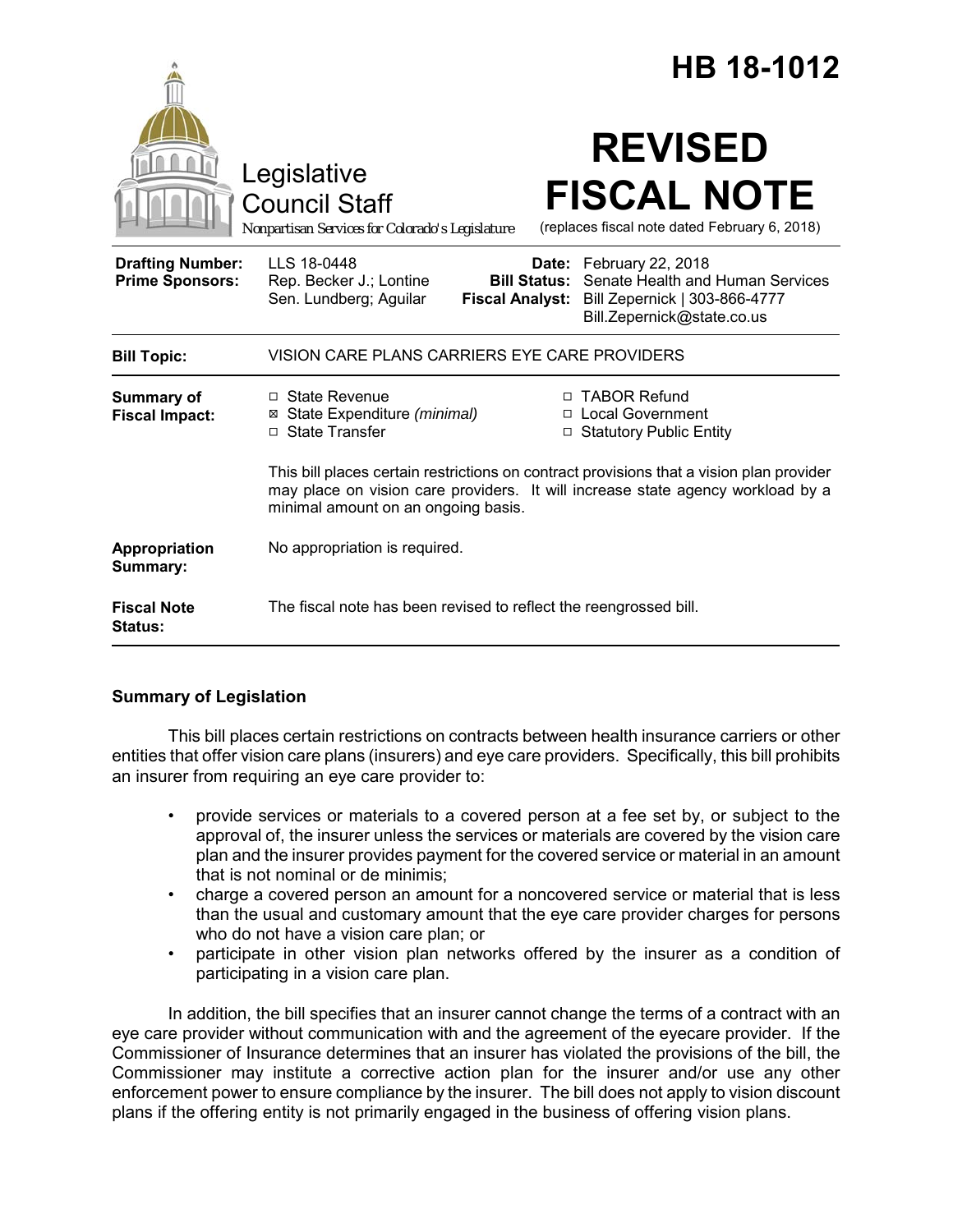# HB 18-1012

Legislative Council Staff

*Nonpartisan Services for Colorado's Legislature*

# REVISED FISCAL NOTE

(replaces fiscal note dated February 6, 2018)

| | | | |
|---|---|---|---|
| **Drafting Number:** | LLS 18-0448 | **Date:** | February 22, 2018 |
| **Prime Sponsors:** | Rep. Becker J.; Lontine<br>Sen. Lundberg; Aguilar | **Bill Status:** | Senate Health and Human Services |
| | | **Fiscal Analyst:** | Bill Zepernick \| 303-866-4777<br>Bill.Zepernick@state.co.us |

| | |
|---|---|
| **Bill Topic:** | VISION CARE PLANS CARRIERS EYE CARE PROVIDERS |
| **Summary of Fiscal Impact:** | ☐ State Revenue<br>☒ State Expenditure *(minimal)*<br>☐ State Transfer<br>☐ TABOR Refund<br>☐ Local Government<br>☐ Statutory Public Entity<br><br>This bill places certain restrictions on contract provisions that a vision plan provider may place on vision care providers. It will increase state agency workload by a minimal amount on an ongoing basis. |
| **Appropriation Summary:** | No appropriation is required. |
| **Fiscal Note Status:** | The fiscal note has been revised to reflect the reengrossed bill. |

## Summary of Legislation

This bill places certain restrictions on contracts between health insurance carriers or other entities that offer vision care plans (insurers) and eye care providers. Specifically, this bill prohibits an insurer from requiring an eye care provider to:

- provide services or materials to a covered person at a fee set by, or subject to the approval of, the insurer unless the services or materials are covered by the vision care plan and the insurer provides payment for the covered service or material in an amount that is not nominal or de minimis;
- charge a covered person an amount for a noncovered service or material that is less than the usual and customary amount that the eye care provider charges for persons who do not have a vision care plan; or
- participate in other vision plan networks offered by the insurer as a condition of participating in a vision care plan.

In addition, the bill specifies that an insurer cannot change the terms of a contract with an eye care provider without communication with and the agreement of the eyecare provider. If the Commissioner of Insurance determines that an insurer has violated the provisions of the bill, the Commissioner may institute a corrective action plan for the insurer and/or use any other enforcement power to ensure compliance by the insurer. The bill does not apply to vision discount plans if the offering entity is not primarily engaged in the business of offering vision plans.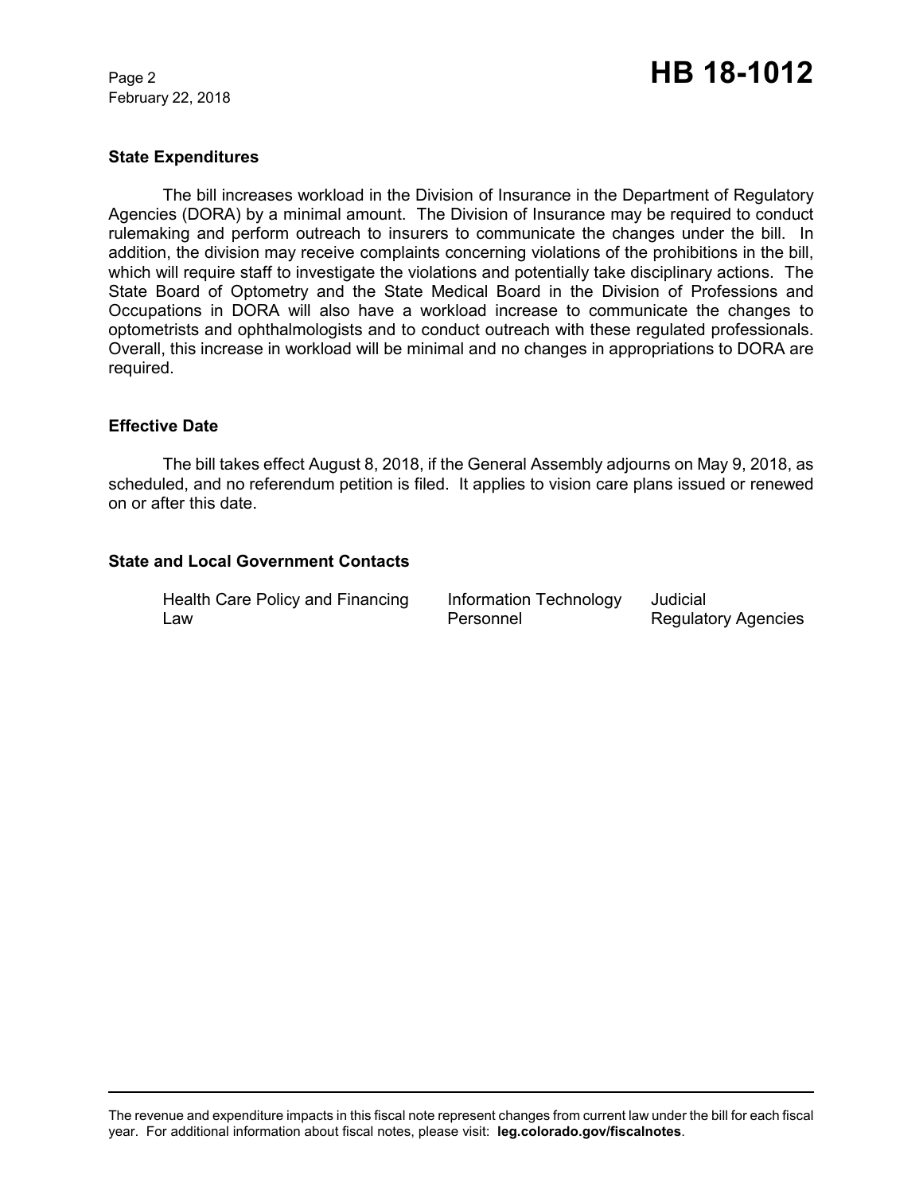### State Expenditures

The bill increases workload in the Division of Insurance in the Department of Regulatory Agencies (DORA) by a minimal amount. The Division of Insurance may be required to conduct rulemaking and perform outreach to insurers to communicate the changes under the bill. In addition, the division may receive complaints concerning violations of the prohibitions in the bill, which will require staff to investigate the violations and potentially take disciplinary actions. The State Board of Optometry and the State Medical Board in the Division of Professions and Occupations in DORA will also have a workload increase to communicate the changes to optometrists and ophthalmologists and to conduct outreach with these regulated professionals. Overall, this increase in workload will be minimal and no changes in appropriations to DORA are required.

### Effective Date

The bill takes effect August 8, 2018, if the General Assembly adjourns on May 9, 2018, as scheduled, and no referendum petition is filed. It applies to vision care plans issued or renewed on or after this date.

### State and Local Government Contacts

| | | |
|---|---|---|
| Health Care Policy and Financing | Information Technology | Judicial |
| Law | Personnel | Regulatory Agencies |

The revenue and expenditure impacts in this fiscal note represent changes from current law under the bill for each fiscal year. For additional information about fiscal notes, please visit: **leg.colorado.gov/fiscalnotes**.